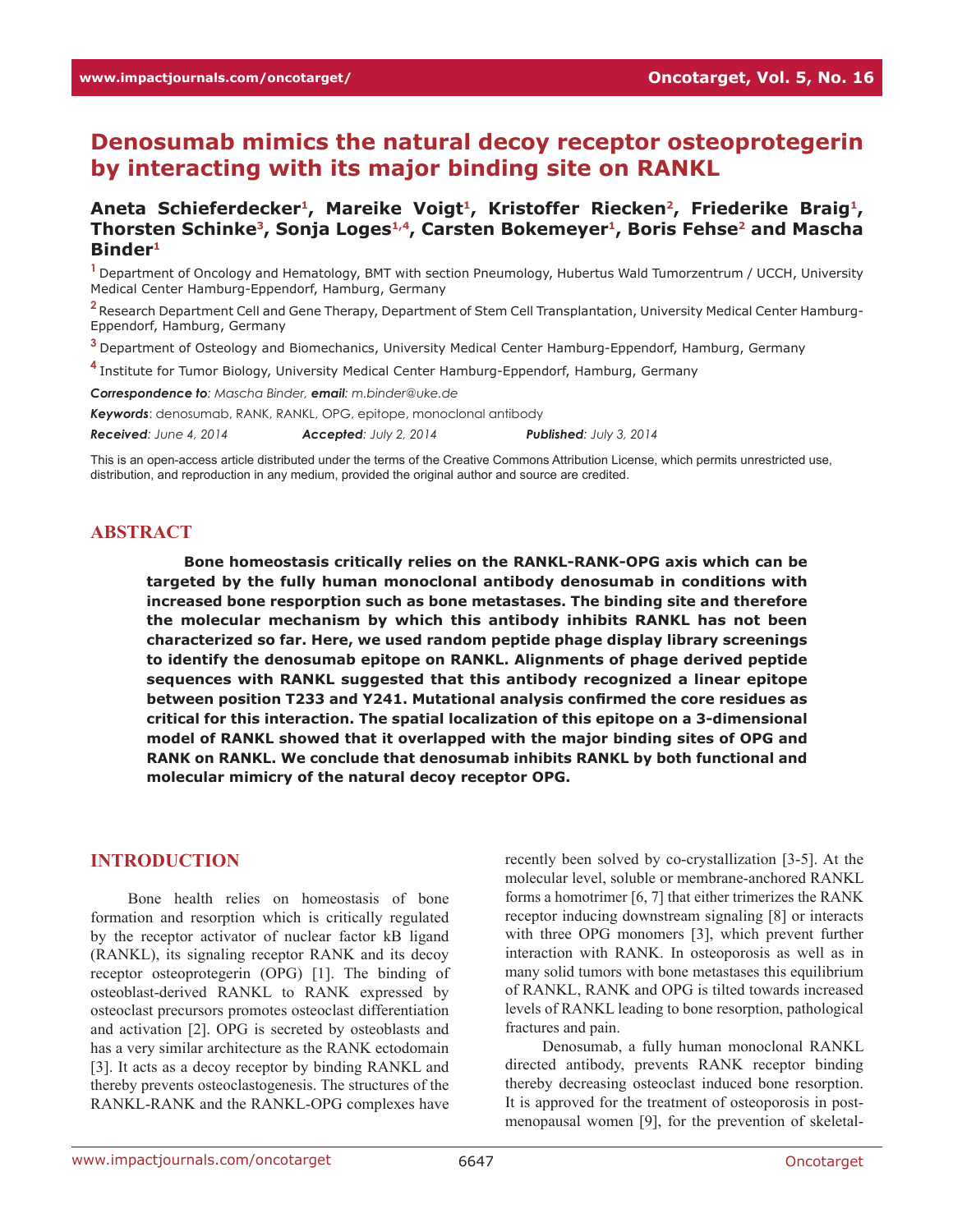# Denosumab mimics the natural decoy receptor osteoprotegerin by interacting with its major binding site on RANKL

**Aneta Schieferdecker[1], Mareike Voigt[1], Kristoffer Riecken[2], Friederike Braig[1], Thorsten Schinke[3], Sonja Loges[1,4], Carsten Bokemeyer[1], Boris Fehse[2] and Mascha Binder[1]**

[1] Department of Oncology and Hematology, BMT with section Pneumology, Hubertus Wald Tumorzentrum / UCCH, University Medical Center Hamburg-Eppendorf, Hamburg, Germany

[2] Research Department Cell and Gene Therapy, Department of Stem Cell Transplantation, University Medical Center Hamburg-Eppendorf, Hamburg, Germany

[3] Department of Osteology and Biomechanics, University Medical Center Hamburg-Eppendorf, Hamburg, Germany

[4] Institute for Tumor Biology, University Medical Center Hamburg-Eppendorf, Hamburg, Germany

***Correspondence to***: *Mascha Binder, **email**: m.binder@uke.de*

***Keywords***: denosumab, RANK, RANKL, OPG, epitope, monoclonal antibody

***Received***: *June 4, 2014* ***Accepted***: *July 2, 2014* ***Published***: *July 3, 2014*

This is an open-access article distributed under the terms of the Creative Commons Attribution License, which permits unrestricted use, distribution, and reproduction in any medium, provided the original author and source are credited.

## ABSTRACT

**Bone homeostasis critically relies on the RANKL-RANK-OPG axis which can be targeted by the fully human monoclonal antibody denosumab in conditions with increased bone resporption such as bone metastases. The binding site and therefore the molecular mechanism by which this antibody inhibits RANKL has not been characterized so far. Here, we used random peptide phage display library screenings to identify the denosumab epitope on RANKL. Alignments of phage derived peptide sequences with RANKL suggested that this antibody recognized a linear epitope between position T233 and Y241. Mutational analysis confirmed the core residues as critical for this interaction. The spatial localization of this epitope on a 3-dimensional model of RANKL showed that it overlapped with the major binding sites of OPG and RANK on RANKL. We conclude that denosumab inhibits RANKL by both functional and molecular mimicry of the natural decoy receptor OPG.**

## INTRODUCTION

Bone health relies on homeostasis of bone formation and resorption which is critically regulated by the receptor activator of nuclear factor kB ligand (RANKL), its signaling receptor RANK and its decoy receptor osteoprotegerin (OPG) [1]. The binding of osteoblast-derived RANKL to RANK expressed by osteoclast precursors promotes osteoclast differentiation and activation [2]. OPG is secreted by osteoblasts and has a very similar architecture as the RANK ectodomain [3]. It acts as a decoy receptor by binding RANKL and thereby prevents osteoclastogenesis. The structures of the RANKL-RANK and the RANKL-OPG complexes have recently been solved by co-crystallization [3-5]. At the molecular level, soluble or membrane-anchored RANKL forms a homotrimer [6, 7] that either trimerizes the RANK receptor inducing downstream signaling [8] or interacts with three OPG monomers [3], which prevent further interaction with RANK. In osteoporosis as well as in many solid tumors with bone metastases this equilibrium of RANKL, RANK and OPG is tilted towards increased levels of RANKL leading to bone resorption, pathological fractures and pain.

Denosumab, a fully human monoclonal RANKL directed antibody, prevents RANK receptor binding thereby decreasing osteoclast induced bone resorption. It is approved for the treatment of osteoporosis in post-menopausal women [9], for the prevention of skeletal-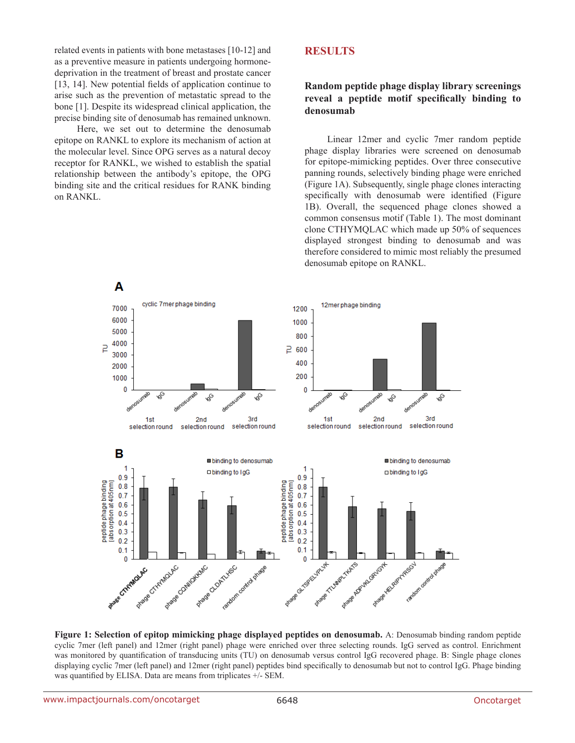related events in patients with bone metastases [10-12] and as a preventive measure in patients undergoing hormone-deprivation in the treatment of breast and prostate cancer [13, 14]. New potential fields of application continue to arise such as the prevention of metastatic spread to the bone [1]. Despite its widespread clinical application, the precise binding site of denosumab has remained unknown.

Here, we set out to determine the denosumab epitope on RANKL to explore its mechanism of action at the molecular level. Since OPG serves as a natural decoy receptor for RANKL, we wished to establish the spatial relationship between the antibody's epitope, the OPG binding site and the critical residues for RANK binding on RANKL.

## RESULTS

### Random peptide phage display library screenings reveal a peptide motif specifically binding to denosumab

Linear 12mer and cyclic 7mer random peptide phage display libraries were screened on denosumab for epitope-mimicking peptides. Over three consecutive panning rounds, selectively binding phage were enriched (Figure 1A). Subsequently, single phage clones interacting specifically with denosumab were identified (Figure 1B). Overall, the sequenced phage clones showed a common consensus motif (Table 1). The most dominant clone CTHYMQLAC which made up 50% of sequences displayed strongest binding to denosumab and was therefore considered to mimic most reliably the presumed denosumab epitope on RANKL.

**Figure 1: Selection of epitop mimicking phage displayed peptides on denosumab.** A: Denosumab binding random peptide cyclic 7mer (left panel) and 12mer (right panel) phage were enriched over three selecting rounds. IgG served as control. Enrichment was monitored by quantification of transducing units (TU) on denosumab versus control IgG recovered phage. B: Single phage clones displaying cyclic 7mer (left panel) and 12mer (right panel) peptides bind specifically to denosumab but not to control IgG. Phage binding was quantified by ELISA. Data are means from triplicates +/- SEM.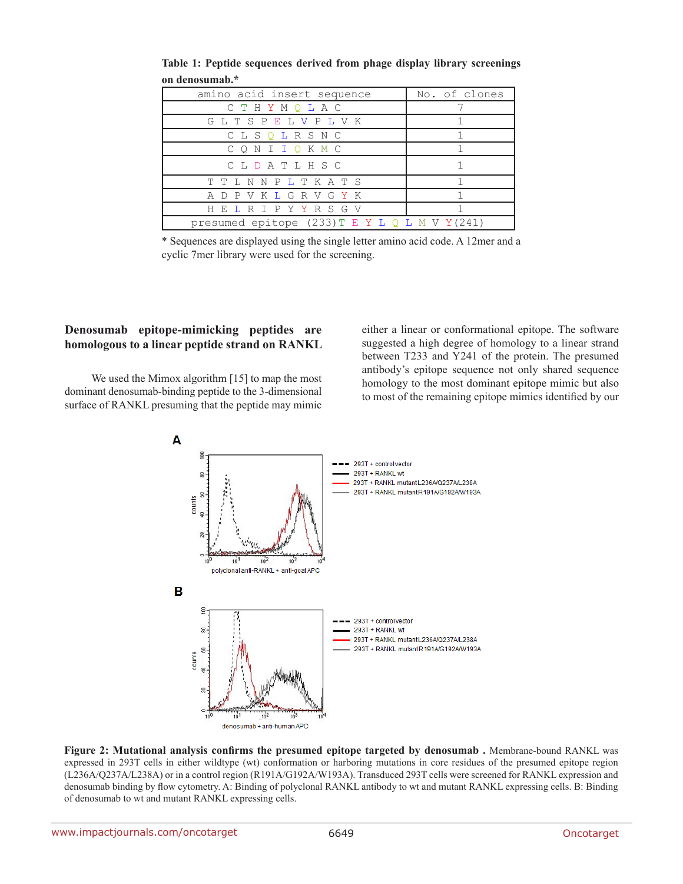**Table 1: Peptide sequences derived from phage display library screenings on denosumab.***

| amino acid insert sequence | No. of clones |
|---|---|
| C T H Y M Q L A C | 7 |
| G L T S P E L V P L V K | 1 |
| C L S Q L R S N C | 1 |
| C Q N I I Q K M C | 1 |
| C L D A T L H S C | 1 |
| T T L N N P L T K A T S | 1 |
| A D P V K L G R V G Y K | 1 |
| H E L R I P Y Y R S G V | 1 |
| presumed epitope (233)T E Y L Q L M V Y(241) | |

\* Sequences are displayed using the single letter amino acid code. A 12mer and a cyclic 7mer library were used for the screening.

### Denosumab epitope-mimicking peptides are homologous to a linear peptide strand on RANKL

We used the Mimox algorithm [15] to map the most dominant denosumab-binding peptide to the 3-dimensional surface of RANKL presuming that the peptide may mimic either a linear or conformational epitope. The software suggested a high degree of homology to a linear strand between T233 and Y241 of the protein. The presumed antibody's epitope sequence not only shared sequence homology to the most dominant epitope mimic but also to most of the remaining epitope mimics identified by our

**Figure 2: Mutational analysis confirms the presumed epitope targeted by denosumab .** Membrane-bound RANKL was expressed in 293T cells in either wildtype (wt) conformation or harboring mutations in core residues of the presumed epitope region (L236A/Q237A/L238A) or in a control region (R191A/G192A/W193A). Transduced 293T cells were screened for RANKL expression and denosumab binding by flow cytometry. A: Binding of polyclonal RANKL antibody to wt and mutant RANKL expressing cells. B: Binding of denosumab to wt and mutant RANKL expressing cells.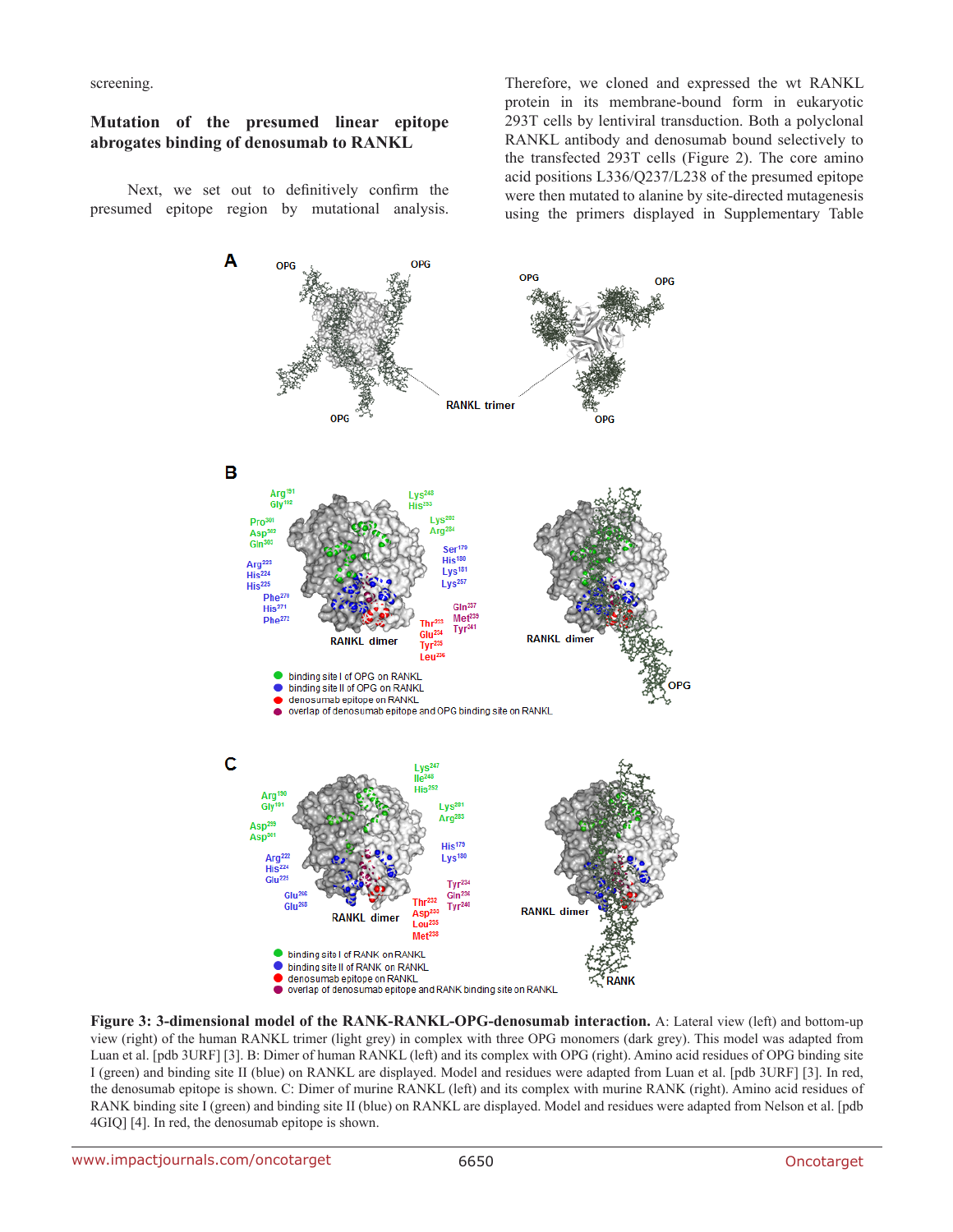screening.

## Mutation of the presumed linear epitope abrogates binding of denosumab to RANKL

Next, we set out to definitively confirm the presumed epitope region by mutational analysis. Therefore, we cloned and expressed the wt RANKL protein in its membrane-bound form in eukaryotic 293T cells by lentiviral transduction. Both a polyclonal RANKL antibody and denosumab bound selectively to the transfected 293T cells (Figure 2). The core amino acid positions L336/Q237/L238 of the presumed epitope were then mutated to alanine by site-directed mutagenesis using the primers displayed in Supplementary Table

**Figure 3: 3-dimensional model of the RANK-RANKL-OPG-denosumab interaction.** A: Lateral view (left) and bottom-up view (right) of the human RANKL trimer (light grey) in complex with three OPG monomers (dark grey). This model was adapted from Luan et al. [pdb 3URF] [3]. B: Dimer of human RANKL (left) and its complex with OPG (right). Amino acid residues of OPG binding site I (green) and binding site II (blue) on RANKL are displayed. Model and residues were adapted from Luan et al. [pdb 3URF] [3]. In red, the denosumab epitope is shown. C: Dimer of murine RANKL (left) and its complex with murine RANK (right). Amino acid residues of RANK binding site I (green) and binding site II (blue) on RANKL are displayed. Model and residues were adapted from Nelson et al. [pdb 4GIQ] [4]. In red, the denosumab epitope is shown.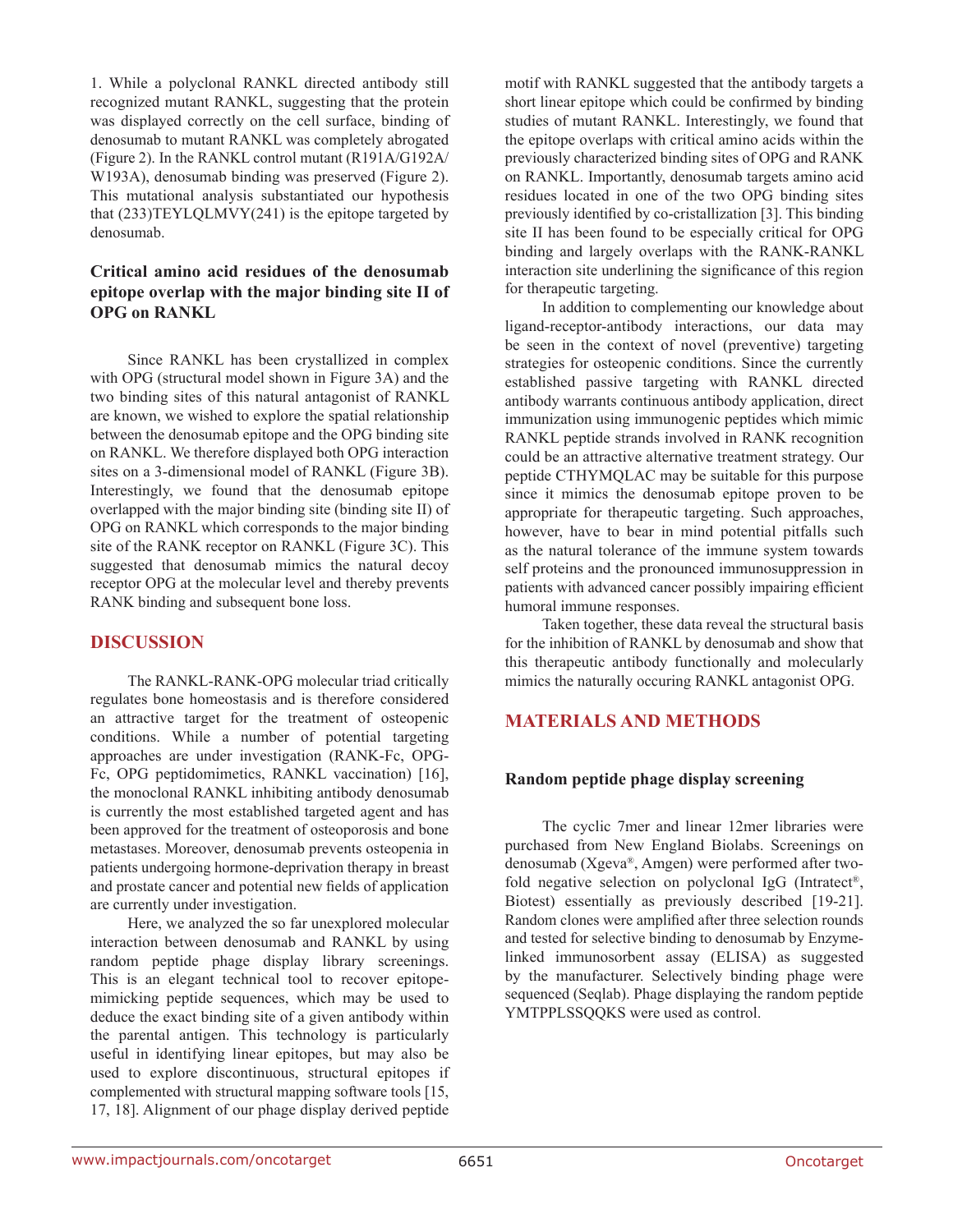1. While a polyclonal RANKL directed antibody still recognized mutant RANKL, suggesting that the protein was displayed correctly on the cell surface, binding of denosumab to mutant RANKL was completely abrogated (Figure 2). In the RANKL control mutant (R191A/G192A/W193A), denosumab binding was preserved (Figure 2). This mutational analysis substantiated our hypothesis that (233)TEYLQLMVY(241) is the epitope targeted by denosumab.

### Critical amino acid residues of the denosumab epitope overlap with the major binding site II of OPG on RANKL

Since RANKL has been crystallized in complex with OPG (structural model shown in Figure 3A) and the two binding sites of this natural antagonist of RANKL are known, we wished to explore the spatial relationship between the denosumab epitope and the OPG binding site on RANKL. We therefore displayed both OPG interaction sites on a 3-dimensional model of RANKL (Figure 3B). Interestingly, we found that the denosumab epitope overlapped with the major binding site (binding site II) of OPG on RANKL which corresponds to the major binding site of the RANK receptor on RANKL (Figure 3C). This suggested that denosumab mimics the natural decoy receptor OPG at the molecular level and thereby prevents RANK binding and subsequent bone loss.

## DISCUSSION

The RANKL-RANK-OPG molecular triad critically regulates bone homeostasis and is therefore considered an attractive target for the treatment of osteopenic conditions. While a number of potential targeting approaches are under investigation (RANK-Fc, OPG-Fc, OPG peptidomimetics, RANKL vaccination) [16], the monoclonal RANKL inhibiting antibody denosumab is currently the most established targeted agent and has been approved for the treatment of osteoporosis and bone metastases. Moreover, denosumab prevents osteopenia in patients undergoing hormone-deprivation therapy in breast and prostate cancer and potential new fields of application are currently under investigation.

Here, we analyzed the so far unexplored molecular interaction between denosumab and RANKL by using random peptide phage display library screenings. This is an elegant technical tool to recover epitope-mimicking peptide sequences, which may be used to deduce the exact binding site of a given antibody within the parental antigen. This technology is particularly useful in identifying linear epitopes, but may also be used to explore discontinuous, structural epitopes if complemented with structural mapping software tools [15, 17, 18]. Alignment of our phage display derived peptide motif with RANKL suggested that the antibody targets a short linear epitope which could be confirmed by binding studies of mutant RANKL. Interestingly, we found that the epitope overlaps with critical amino acids within the previously characterized binding sites of OPG and RANK on RANKL. Importantly, denosumab targets amino acid residues located in one of the two OPG binding sites previously identified by co-cristallization [3]. This binding site II has been found to be especially critical for OPG binding and largely overlaps with the RANK-RANKL interaction site underlining the significance of this region for therapeutic targeting.

In addition to complementing our knowledge about ligand-receptor-antibody interactions, our data may be seen in the context of novel (preventive) targeting strategies for osteopenic conditions. Since the currently established passive targeting with RANKL directed antibody warrants continuous antibody application, direct immunization using immunogenic peptides which mimic RANKL peptide strands involved in RANK recognition could be an attractive alternative treatment strategy. Our peptide CTHYMQLAC may be suitable for this purpose since it mimics the denosumab epitope proven to be appropriate for therapeutic targeting. Such approaches, however, have to bear in mind potential pitfalls such as the natural tolerance of the immune system towards self proteins and the pronounced immunosuppression in patients with advanced cancer possibly impairing efficient humoral immune responses.

Taken together, these data reveal the structural basis for the inhibition of RANKL by denosumab and show that this therapeutic antibody functionally and molecularly mimics the naturally occuring RANKL antagonist OPG.

## MATERIALS AND METHODS

### Random peptide phage display screening

The cyclic 7mer and linear 12mer libraries were purchased from New England Biolabs. Screenings on denosumab (Xgeva®, Amgen) were performed after two-fold negative selection on polyclonal IgG (Intratect®, Biotest) essentially as previously described [19-21]. Random clones were amplified after three selection rounds and tested for selective binding to denosumab by Enzyme-linked immunosorbent assay (ELISA) as suggested by the manufacturer. Selectively binding phage were sequenced (Seqlab). Phage displaying the random peptide YMTPPLSSQQKS were used as control.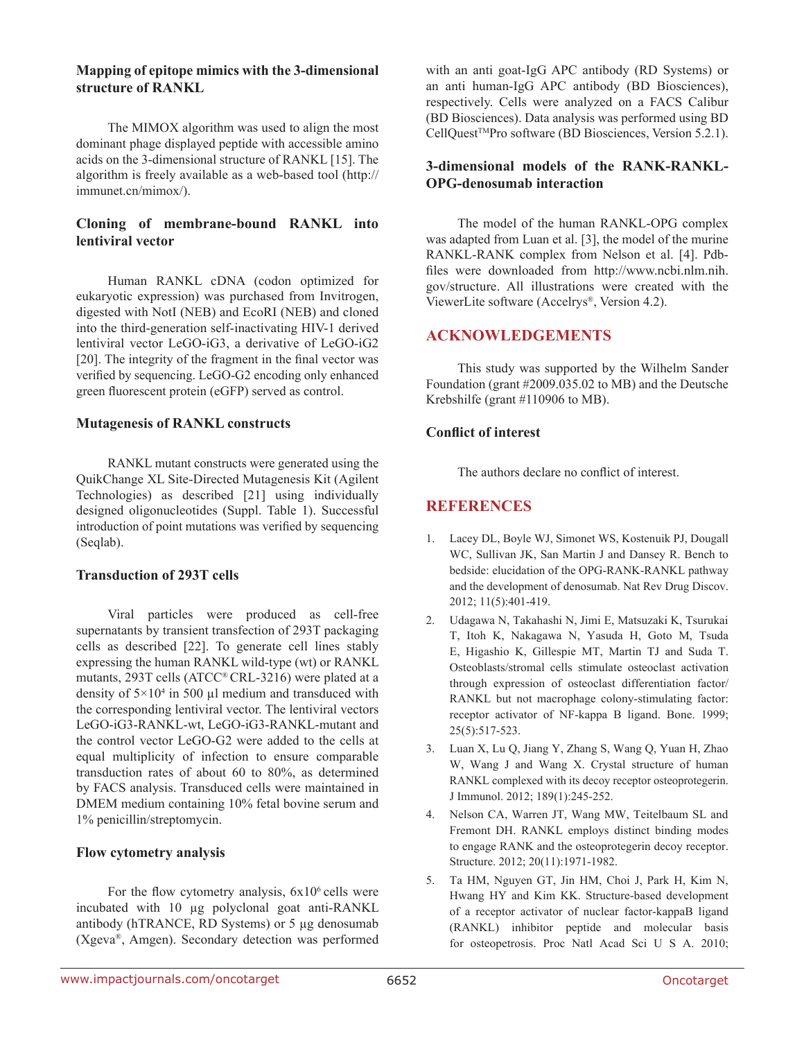### Mapping of epitope mimics with the 3-dimensional structure of RANKL

The MIMOX algorithm was used to align the most dominant phage displayed peptide with accessible amino acids on the 3-dimensional structure of RANKL [15]. The algorithm is freely available as a web-based tool (http://immunet.cn/mimox/).

### Cloning of membrane-bound RANKL into lentiviral vector

Human RANKL cDNA (codon optimized for eukaryotic expression) was purchased from Invitrogen, digested with NotI (NEB) and EcoRI (NEB) and cloned into the third-generation self-inactivating HIV-1 derived lentiviral vector LeGO-iG3, a derivative of LeGO-iG2 [20]. The integrity of the fragment in the final vector was verified by sequencing. LeGO-G2 encoding only enhanced green fluorescent protein (eGFP) served as control.

### Mutagenesis of RANKL constructs

RANKL mutant constructs were generated using the QuikChange XL Site-Directed Mutagenesis Kit (Agilent Technologies) as described [21] using individually designed oligonucleotides (Suppl. Table 1). Successful introduction of point mutations was verified by sequencing (Seqlab).

### Transduction of 293T cells

Viral particles were produced as cell-free supernatants by transient transfection of 293T packaging cells as described [22]. To generate cell lines stably expressing the human RANKL wild-type (wt) or RANKL mutants, 293T cells (ATCC® CRL-3216) were plated at a density of $5 \times 10^4$ in 500 µl medium and transduced with the corresponding lentiviral vector. The lentiviral vectors LeGO-iG3-RANKL-wt, LeGO-iG3-RANKL-mutant and the control vector LeGO-G2 were added to the cells at equal multiplicity of infection to ensure comparable transduction rates of about 60 to 80%, as determined by FACS analysis. Transduced cells were maintained in DMEM medium containing 10% fetal bovine serum and 1% penicillin/streptomycin.

### Flow cytometry analysis

For the flow cytometry analysis, $6 \times 10^6$ cells were incubated with 10 µg polyclonal goat anti-RANKL antibody (hTRANCE, RD Systems) or 5 µg denosumab (Xgeva®, Amgen). Secondary detection was performed with an anti goat-IgG APC antibody (RD Systems) or an anti human-IgG APC antibody (BD Biosciences), respectively. Cells were analyzed on a FACS Calibur (BD Biosciences). Data analysis was performed using BD CellQuest™Pro software (BD Biosciences, Version 5.2.1).

### 3-dimensional models of the RANK-RANKL-OPG-denosumab interaction

The model of the human RANKL-OPG complex was adapted from Luan et al. [3], the model of the murine RANKL-RANK complex from Nelson et al. [4]. Pdb-files were downloaded from http://www.ncbi.nlm.nih.gov/structure. All illustrations were created with the ViewerLite software (Accelrys®, Version 4.2).

## ACKNOWLEDGEMENTS

This study was supported by the Wilhelm Sander Foundation (grant #2009.035.02 to MB) and the Deutsche Krebshilfe (grant #110906 to MB).

### Conflict of interest

The authors declare no conflict of interest.

## REFERENCES

1. Lacey DL, Boyle WJ, Simonet WS, Kostenuik PJ, Dougall WC, Sullivan JK, San Martin J and Dansey R. Bench to bedside: elucidation of the OPG-RANK-RANKL pathway and the development of denosumab. Nat Rev Drug Discov. 2012; 11(5):401-419.
2. Udagawa N, Takahashi N, Jimi E, Matsuzaki K, Tsurukai T, Itoh K, Nakagawa N, Yasuda H, Goto M, Tsuda E, Higashio K, Gillespie MT, Martin TJ and Suda T. Osteoblasts/stromal cells stimulate osteoclast activation through expression of osteoclast differentiation factor/RANKL but not macrophage colony-stimulating factor: receptor activator of NF-kappa B ligand. Bone. 1999; 25(5):517-523.
3. Luan X, Lu Q, Jiang Y, Zhang S, Wang Q, Yuan H, Zhao W, Wang J and Wang X. Crystal structure of human RANKL complexed with its decoy receptor osteoprotegerin. J Immunol. 2012; 189(1):245-252.
4. Nelson CA, Warren JT, Wang MW, Teitelbaum SL and Fremont DH. RANKL employs distinct binding modes to engage RANK and the osteoprotegerin decoy receptor. Structure. 2012; 20(11):1971-1982.
5. Ta HM, Nguyen GT, Jin HM, Choi J, Park H, Kim N, Hwang HY and Kim KK. Structure-based development of a receptor activator of nuclear factor-kappaB ligand (RANKL) inhibitor peptide and molecular basis for osteopetrosis. Proc Natl Acad Sci U S A. 2010;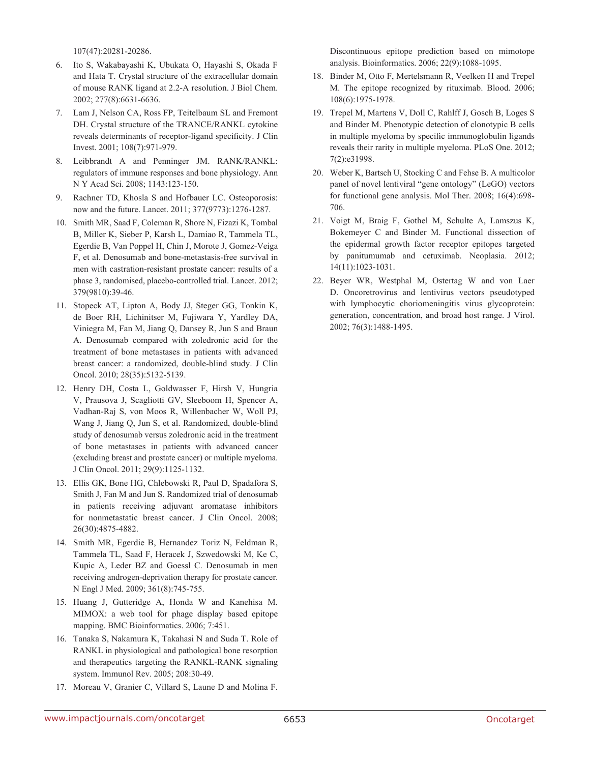107(47):20281-20286.

6. Ito S, Wakabayashi K, Ubukata O, Hayashi S, Okada F and Hata T. Crystal structure of the extracellular domain of mouse RANK ligand at 2.2-A resolution. J Biol Chem. 2002; 277(8):6631-6636.

7. Lam J, Nelson CA, Ross FP, Teitelbaum SL and Fremont DH. Crystal structure of the TRANCE/RANKL cytokine reveals determinants of receptor-ligand specificity. J Clin Invest. 2001; 108(7):971-979.

8. Leibbrandt A and Penninger JM. RANK/RANKL: regulators of immune responses and bone physiology. Ann N Y Acad Sci. 2008; 1143:123-150.

9. Rachner TD, Khosla S and Hofbauer LC. Osteoporosis: now and the future. Lancet. 2011; 377(9773):1276-1287.

10. Smith MR, Saad F, Coleman R, Shore N, Fizazi K, Tombal B, Miller K, Sieber P, Karsh L, Damiao R, Tammela TL, Egerdie B, Van Poppel H, Chin J, Morote J, Gomez-Veiga F, et al. Denosumab and bone-metastasis-free survival in men with castration-resistant prostate cancer: results of a phase 3, randomised, placebo-controlled trial. Lancet. 2012; 379(9810):39-46.

11. Stopeck AT, Lipton A, Body JJ, Steger GG, Tonkin K, de Boer RH, Lichinitser M, Fujiwara Y, Yardley DA, Viniegra M, Fan M, Jiang Q, Dansey R, Jun S and Braun A. Denosumab compared with zoledronic acid for the treatment of bone metastases in patients with advanced breast cancer: a randomized, double-blind study. J Clin Oncol. 2010; 28(35):5132-5139.

12. Henry DH, Costa L, Goldwasser F, Hirsh V, Hungria V, Prausova J, Scagliotti GV, Sleeboom H, Spencer A, Vadhan-Raj S, von Moos R, Willenbacher W, Woll PJ, Wang J, Jiang Q, Jun S, et al. Randomized, double-blind study of denosumab versus zoledronic acid in the treatment of bone metastases in patients with advanced cancer (excluding breast and prostate cancer) or multiple myeloma. J Clin Oncol. 2011; 29(9):1125-1132.

13. Ellis GK, Bone HG, Chlebowski R, Paul D, Spadafora S, Smith J, Fan M and Jun S. Randomized trial of denosumab in patients receiving adjuvant aromatase inhibitors for nonmetastatic breast cancer. J Clin Oncol. 2008; 26(30):4875-4882.

14. Smith MR, Egerdie B, Hernandez Toriz N, Feldman R, Tammela TL, Saad F, Heracek J, Szwedowski M, Ke C, Kupic A, Leder BZ and Goessl C. Denosumab in men receiving androgen-deprivation therapy for prostate cancer. N Engl J Med. 2009; 361(8):745-755.

15. Huang J, Gutteridge A, Honda W and Kanehisa M. MIMOX: a web tool for phage display based epitope mapping. BMC Bioinformatics. 2006; 7:451.

16. Tanaka S, Nakamura K, Takahasi N and Suda T. Role of RANKL in physiological and pathological bone resorption and therapeutics targeting the RANKL-RANK signaling system. Immunol Rev. 2005; 208:30-49.

17. Moreau V, Granier C, Villard S, Laune D and Molina F. Discontinuous epitope prediction based on mimotope analysis. Bioinformatics. 2006; 22(9):1088-1095.

18. Binder M, Otto F, Mertelsmann R, Veelken H and Trepel M. The epitope recognized by rituximab. Blood. 2006; 108(6):1975-1978.

19. Trepel M, Martens V, Doll C, Rahlff J, Gosch B, Loges S and Binder M. Phenotypic detection of clonotypic B cells in multiple myeloma by specific immunoglobulin ligands reveals their rarity in multiple myeloma. PLoS One. 2012; 7(2):e31998.

20. Weber K, Bartsch U, Stocking C and Fehse B. A multicolor panel of novel lentiviral "gene ontology" (LeGO) vectors for functional gene analysis. Mol Ther. 2008; 16(4):698-706.

21. Voigt M, Braig F, Gothel M, Schulte A, Lamszus K, Bokemeyer C and Binder M. Functional dissection of the epidermal growth factor receptor epitopes targeted by panitumumab and cetuximab. Neoplasia. 2012; 14(11):1023-1031.

22. Beyer WR, Westphal M, Ostertag W and von Laer D. Oncoretrovirus and lentivirus vectors pseudotyped with lymphocytic choriomeningitis virus glycoprotein: generation, concentration, and broad host range. J Virol. 2002; 76(3):1488-1495.